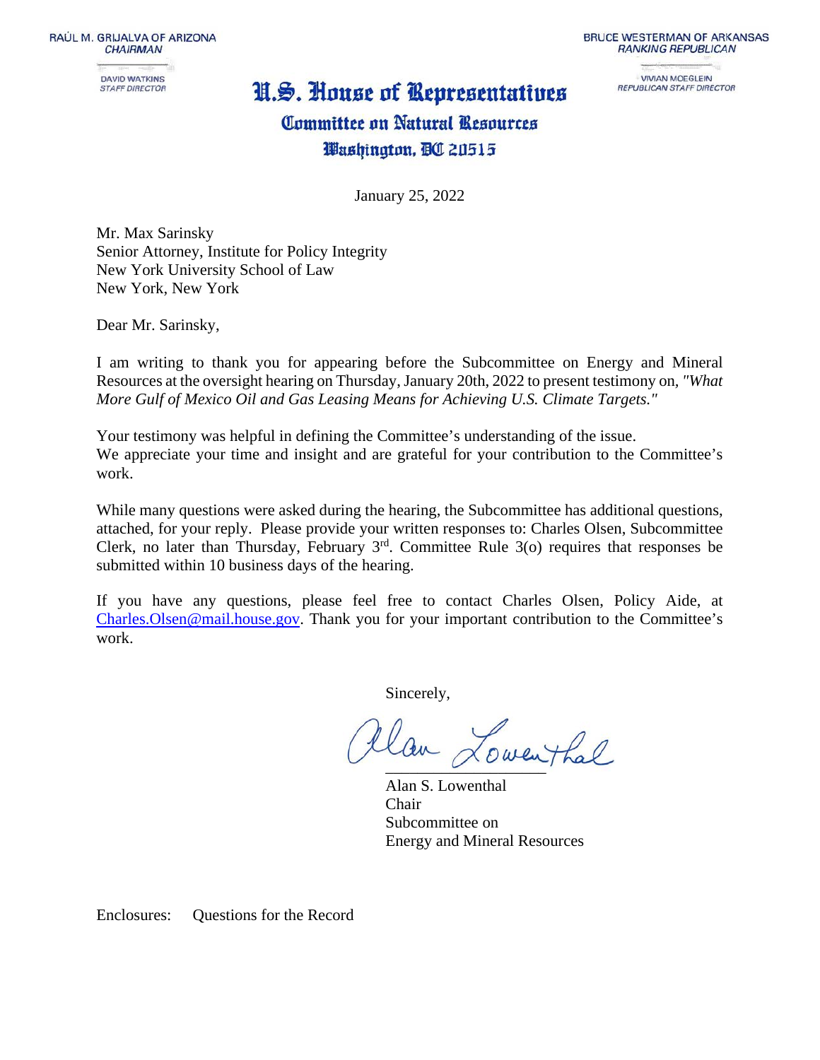RAÚL M. GRIJALVA OF ARIZONA
*CHAIRMAN*

DAVID WATKINS
*STAFF DIRECTOR*

BRUCE WESTERMAN OF ARKANSAS
*RANKING REPUBLICAN*

VIVIAN MOEGLEIN
*REPUBLICAN STAFF DIRECTOR*

# U.S. House of Representatives
## Committee on Natural Resources
### Washington, DC 20515

January 25, 2022

Mr. Max Sarinsky
Senior Attorney, Institute for Policy Integrity
New York University School of Law
New York, New York

Dear Mr. Sarinsky,

I am writing to thank you for appearing before the Subcommittee on Energy and Mineral Resources at the oversight hearing on Thursday, January 20th, 2022 to present testimony on, *"What More Gulf of Mexico Oil and Gas Leasing Means for Achieving U.S. Climate Targets."*

Your testimony was helpful in defining the Committee's understanding of the issue.
We appreciate your time and insight and are grateful for your contribution to the Committee's work.

While many questions were asked during the hearing, the Subcommittee has additional questions, attached, for your reply. Please provide your written responses to: Charles Olsen, Subcommittee Clerk, no later than Thursday, February 3rd. Committee Rule 3(o) requires that responses be submitted within 10 business days of the hearing.

If you have any questions, please feel free to contact Charles Olsen, Policy Aide, at Charles.Olsen@mail.house.gov. Thank you for your important contribution to the Committee's work.

Sincerely,

Alan Lowenthal

Alan S. Lowenthal
Chair
Subcommittee on
Energy and Mineral Resources

Enclosures: Questions for the Record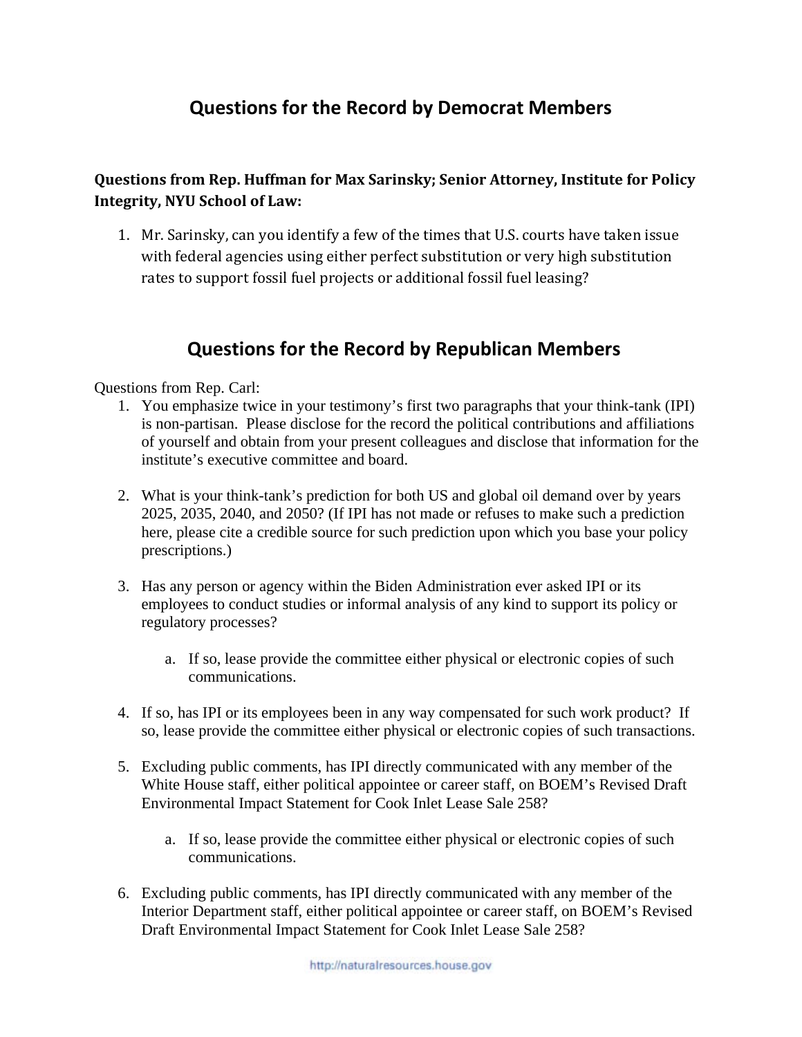## Questions for the Record by Democrat Members

**Questions from Rep. Huffman for Max Sarinsky; Senior Attorney, Institute for Policy Integrity, NYU School of Law:**

1. Mr. Sarinsky, can you identify a few of the times that U.S. courts have taken issue with federal agencies using either perfect substitution or very high substitution rates to support fossil fuel projects or additional fossil fuel leasing?

## Questions for the Record by Republican Members

Questions from Rep. Carl:

1. You emphasize twice in your testimony's first two paragraphs that your think-tank (IPI) is non-partisan. Please disclose for the record the political contributions and affiliations of yourself and obtain from your present colleagues and disclose that information for the institute's executive committee and board.

2. What is your think-tank's prediction for both US and global oil demand over by years 2025, 2035, 2040, and 2050? (If IPI has not made or refuses to make such a prediction here, please cite a credible source for such prediction upon which you base your policy prescriptions.)

3. Has any person or agency within the Biden Administration ever asked IPI or its employees to conduct studies or informal analysis of any kind to support its policy or regulatory processes?

    a. If so, lease provide the committee either physical or electronic copies of such communications.

4. If so, has IPI or its employees been in any way compensated for such work product? If so, lease provide the committee either physical or electronic copies of such transactions.

5. Excluding public comments, has IPI directly communicated with any member of the White House staff, either political appointee or career staff, on BOEM's Revised Draft Environmental Impact Statement for Cook Inlet Lease Sale 258?

    a. If so, lease provide the committee either physical or electronic copies of such communications.

6. Excluding public comments, has IPI directly communicated with any member of the Interior Department staff, either political appointee or career staff, on BOEM's Revised Draft Environmental Impact Statement for Cook Inlet Lease Sale 258?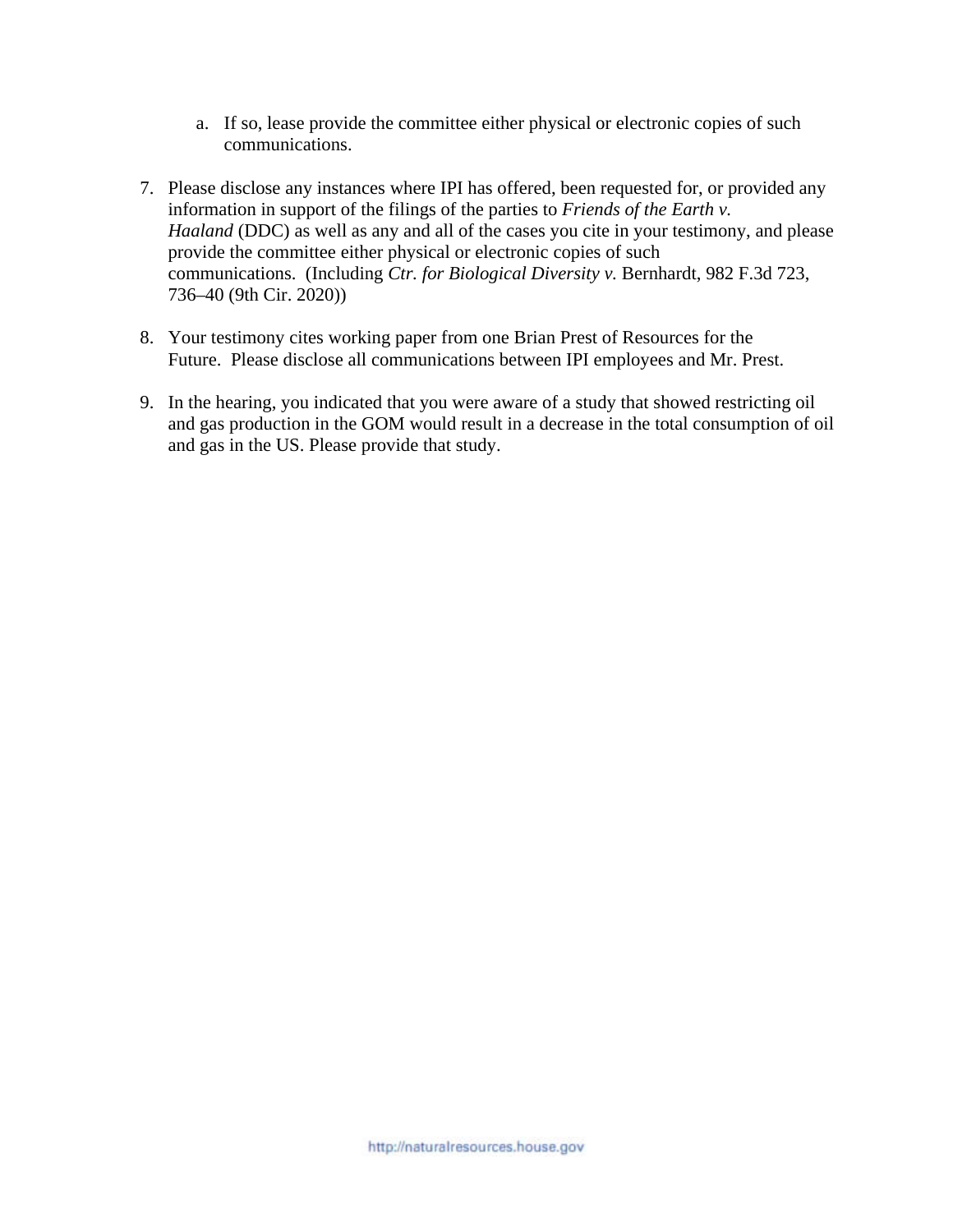a. If so, lease provide the committee either physical or electronic copies of such communications.

7. Please disclose any instances where IPI has offered, been requested for, or provided any information in support of the filings of the parties to *Friends of the Earth v. Haaland* (DDC) as well as any and all of the cases you cite in your testimony, and please provide the committee either physical or electronic copies of such communications. (Including *Ctr. for Biological Diversity v.* Bernhardt, 982 F.3d 723, 736–40 (9th Cir. 2020))

8. Your testimony cites working paper from one Brian Prest of Resources for the Future. Please disclose all communications between IPI employees and Mr. Prest.

9. In the hearing, you indicated that you were aware of a study that showed restricting oil and gas production in the GOM would result in a decrease in the total consumption of oil and gas in the US. Please provide that study.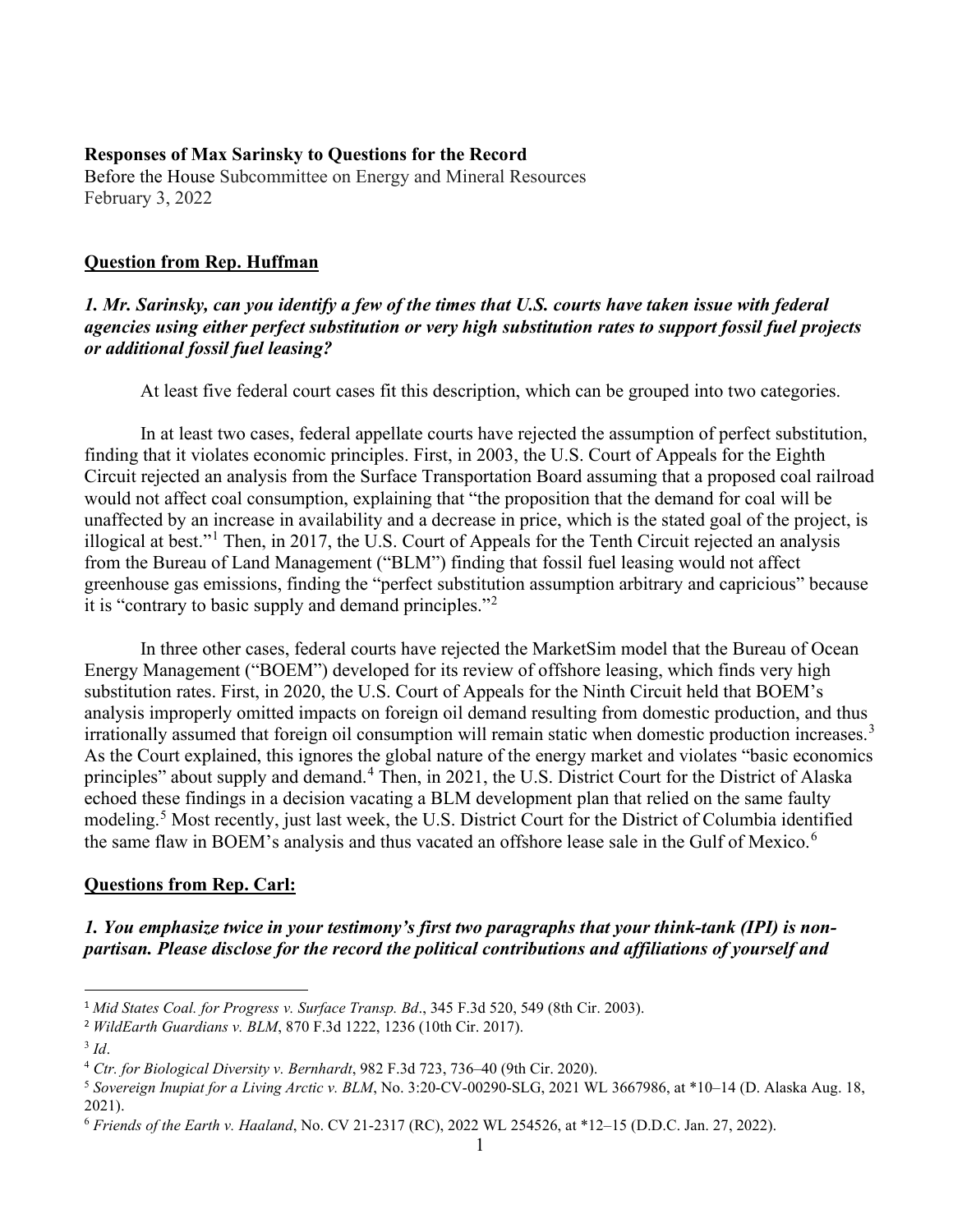**Responses of Max Sarinsky to Questions for the Record**
Before the House Subcommittee on Energy and Mineral Resources
February 3, 2022

## Question from Rep. Huffman

***1. Mr. Sarinsky, can you identify a few of the times that U.S. courts have taken issue with federal agencies using either perfect substitution or very high substitution rates to support fossil fuel projects or additional fossil fuel leasing?***

At least five federal court cases fit this description, which can be grouped into two categories.

In at least two cases, federal appellate courts have rejected the assumption of perfect substitution, finding that it violates economic principles. First, in 2003, the U.S. Court of Appeals for the Eighth Circuit rejected an analysis from the Surface Transportation Board assuming that a proposed coal railroad would not affect coal consumption, explaining that "the proposition that the demand for coal will be unaffected by an increase in availability and a decrease in price, which is the stated goal of the project, is illogical at best."[1] Then, in 2017, the U.S. Court of Appeals for the Tenth Circuit rejected an analysis from the Bureau of Land Management ("BLM") finding that fossil fuel leasing would not affect greenhouse gas emissions, finding the "perfect substitution assumption arbitrary and capricious" because it is "contrary to basic supply and demand principles."[2]

In three other cases, federal courts have rejected the MarketSim model that the Bureau of Ocean Energy Management ("BOEM") developed for its review of offshore leasing, which finds very high substitution rates. First, in 2020, the U.S. Court of Appeals for the Ninth Circuit held that BOEM's analysis improperly omitted impacts on foreign oil demand resulting from domestic production, and thus irrationally assumed that foreign oil consumption will remain static when domestic production increases.[3] As the Court explained, this ignores the global nature of the energy market and violates "basic economics principles" about supply and demand.[4] Then, in 2021, the U.S. District Court for the District of Alaska echoed these findings in a decision vacating a BLM development plan that relied on the same faulty modeling.[5] Most recently, just last week, the U.S. District Court for the District of Columbia identified the same flaw in BOEM's analysis and thus vacated an offshore lease sale in the Gulf of Mexico.[6]

## Questions from Rep. Carl:

***1. You emphasize twice in your testimony's first two paragraphs that your think-tank (IPI) is non-partisan. Please disclose for the record the political contributions and affiliations of yourself and***

---

[1] *Mid States Coal. for Progress v. Surface Transp. Bd*., 345 F.3d 520, 549 (8th Cir. 2003).

[2] *WildEarth Guardians v. BLM*, 870 F.3d 1222, 1236 (10th Cir. 2017).

[3] *Id*.

[4] *Ctr. for Biological Diversity v. Bernhardt*, 982 F.3d 723, 736–40 (9th Cir. 2020).

[5] *Sovereign Inupiat for a Living Arctic v. BLM*, No. 3:20-CV-00290-SLG, 2021 WL 3667986, at *10–14 (D. Alaska Aug. 18, 2021).

[6] *Friends of the Earth v. Haaland*, No. CV 21-2317 (RC), 2022 WL 254526, at *12–15 (D.D.C. Jan. 27, 2022).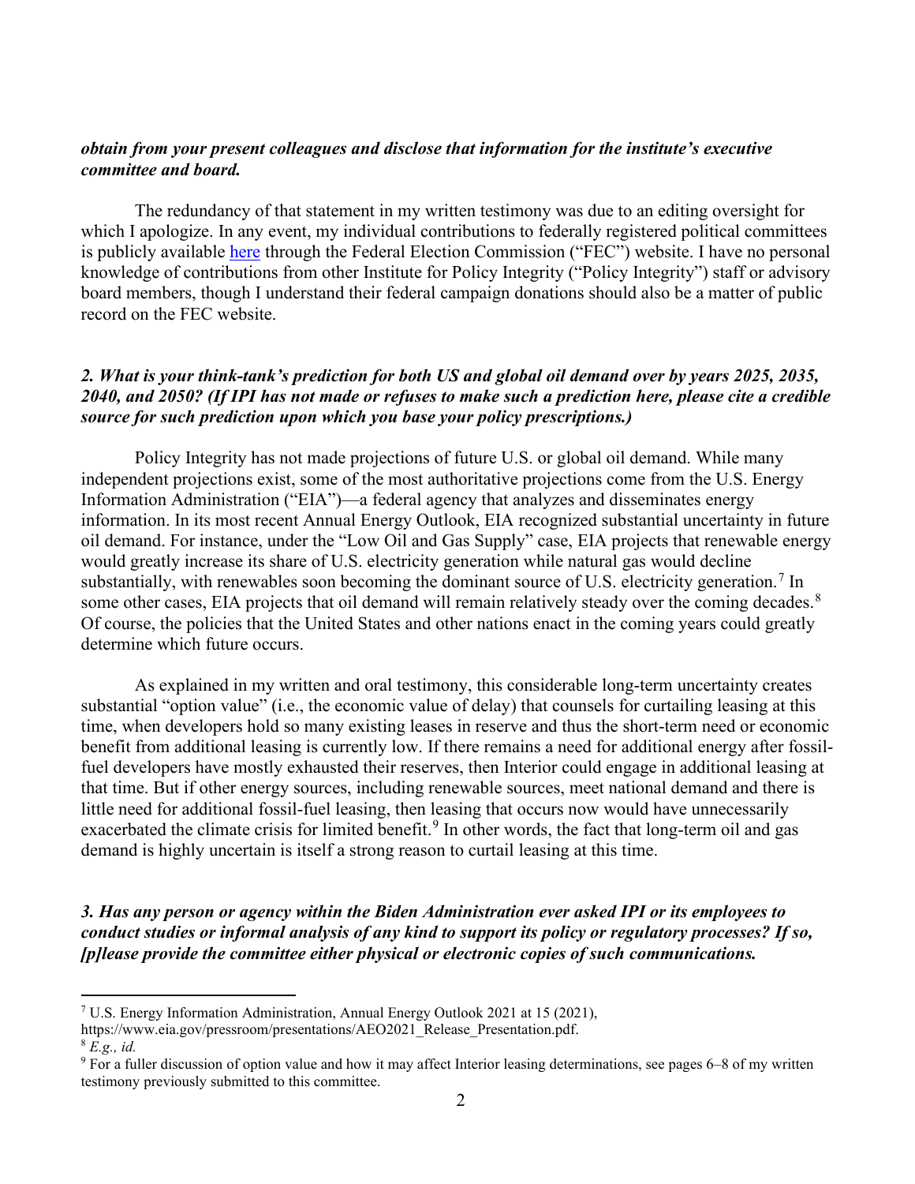***obtain from your present colleagues and disclose that information for the institute's executive committee and board.***

The redundancy of that statement in my written testimony was due to an editing oversight for which I apologize. In any event, my individual contributions to federally registered political committees is publicly available here through the Federal Election Commission ("FEC") website. I have no personal knowledge of contributions from other Institute for Policy Integrity ("Policy Integrity") staff or advisory board members, though I understand their federal campaign donations should also be a matter of public record on the FEC website.

***2. What is your think-tank's prediction for both US and global oil demand over by years 2025, 2035, 2040, and 2050? (If IPI has not made or refuses to make such a prediction here, please cite a credible source for such prediction upon which you base your policy prescriptions.)***

Policy Integrity has not made projections of future U.S. or global oil demand. While many independent projections exist, some of the most authoritative projections come from the U.S. Energy Information Administration ("EIA")—a federal agency that analyzes and disseminates energy information. In its most recent Annual Energy Outlook, EIA recognized substantial uncertainty in future oil demand. For instance, under the "Low Oil and Gas Supply" case, EIA projects that renewable energy would greatly increase its share of U.S. electricity generation while natural gas would decline substantially, with renewables soon becoming the dominant source of U.S. electricity generation.[7] In some other cases, EIA projects that oil demand will remain relatively steady over the coming decades.[8] Of course, the policies that the United States and other nations enact in the coming years could greatly determine which future occurs.

As explained in my written and oral testimony, this considerable long-term uncertainty creates substantial "option value" (i.e., the economic value of delay) that counsels for curtailing leasing at this time, when developers hold so many existing leases in reserve and thus the short-term need or economic benefit from additional leasing is currently low. If there remains a need for additional energy after fossil-fuel developers have mostly exhausted their reserves, then Interior could engage in additional leasing at that time. But if other energy sources, including renewable sources, meet national demand and there is little need for additional fossil-fuel leasing, then leasing that occurs now would have unnecessarily exacerbated the climate crisis for limited benefit.[9] In other words, the fact that long-term oil and gas demand is highly uncertain is itself a strong reason to curtail leasing at this time.

***3. Has any person or agency within the Biden Administration ever asked IPI or its employees to conduct studies or informal analysis of any kind to support its policy or regulatory processes? If so, [p]lease provide the committee either physical or electronic copies of such communications.***

---

[7] U.S. Energy Information Administration, Annual Energy Outlook 2021 at 15 (2021), https://www.eia.gov/pressroom/presentations/AEO2021_Release_Presentation.pdf.

[8] *E.g., id.*

[9] For a fuller discussion of option value and how it may affect Interior leasing determinations, see pages 6–8 of my written testimony previously submitted to this committee.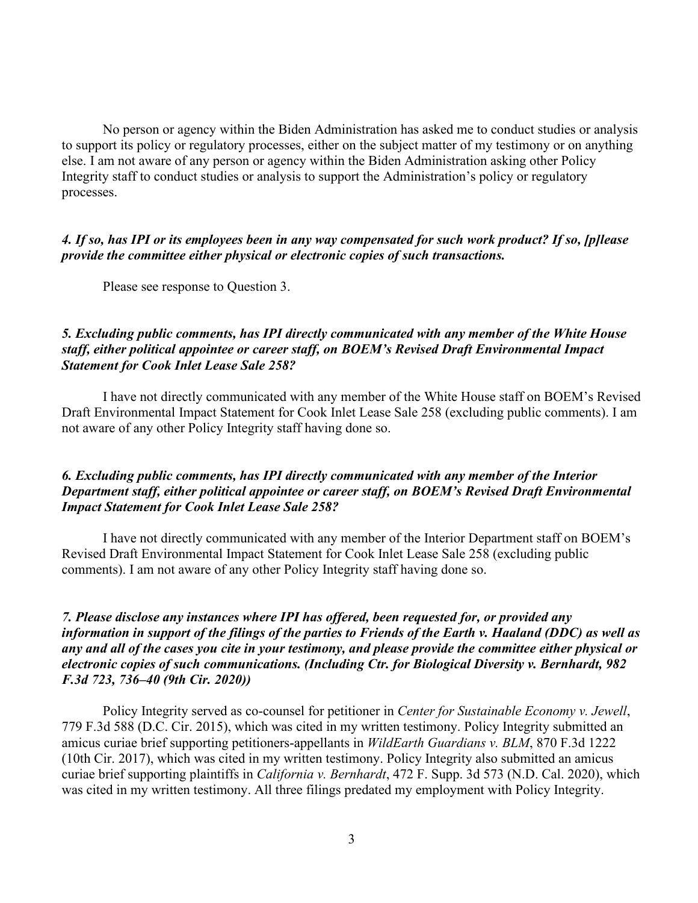No person or agency within the Biden Administration has asked me to conduct studies or analysis to support its policy or regulatory processes, either on the subject matter of my testimony or on anything else. I am not aware of any person or agency within the Biden Administration asking other Policy Integrity staff to conduct studies or analysis to support the Administration's policy or regulatory processes.

***4. If so, has IPI or its employees been in any way compensated for such work product? If so, [p]lease provide the committee either physical or electronic copies of such transactions.***

Please see response to Question 3.

***5. Excluding public comments, has IPI directly communicated with any member of the White House staff, either political appointee or career staff, on BOEM's Revised Draft Environmental Impact Statement for Cook Inlet Lease Sale 258?***

I have not directly communicated with any member of the White House staff on BOEM's Revised Draft Environmental Impact Statement for Cook Inlet Lease Sale 258 (excluding public comments). I am not aware of any other Policy Integrity staff having done so.

***6. Excluding public comments, has IPI directly communicated with any member of the Interior Department staff, either political appointee or career staff, on BOEM's Revised Draft Environmental Impact Statement for Cook Inlet Lease Sale 258?***

I have not directly communicated with any member of the Interior Department staff on BOEM's Revised Draft Environmental Impact Statement for Cook Inlet Lease Sale 258 (excluding public comments). I am not aware of any other Policy Integrity staff having done so.

***7. Please disclose any instances where IPI has offered, been requested for, or provided any information in support of the filings of the parties to Friends of the Earth v. Haaland (DDC) as well as any and all of the cases you cite in your testimony, and please provide the committee either physical or electronic copies of such communications. (Including Ctr. for Biological Diversity v. Bernhardt, 982 F.3d 723, 736–40 (9th Cir. 2020))***

Policy Integrity served as co-counsel for petitioner in *Center for Sustainable Economy v. Jewell*, 779 F.3d 588 (D.C. Cir. 2015), which was cited in my written testimony. Policy Integrity submitted an amicus curiae brief supporting petitioners-appellants in *WildEarth Guardians v. BLM*, 870 F.3d 1222 (10th Cir. 2017), which was cited in my written testimony. Policy Integrity also submitted an amicus curiae brief supporting plaintiffs in *California v. Bernhardt*, 472 F. Supp. 3d 573 (N.D. Cal. 2020), which was cited in my written testimony. All three filings predated my employment with Policy Integrity.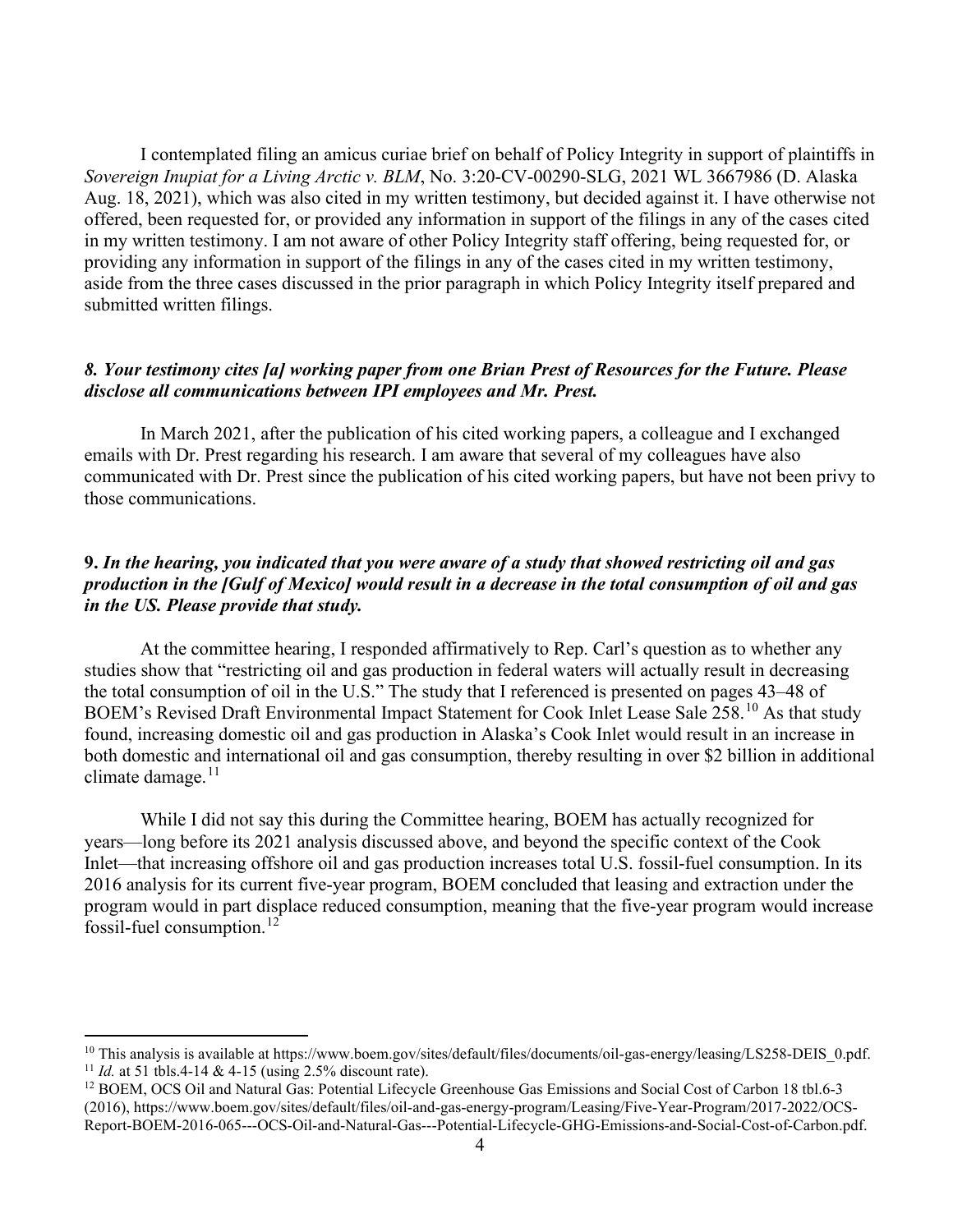I contemplated filing an amicus curiae brief on behalf of Policy Integrity in support of plaintiffs in *Sovereign Inupiat for a Living Arctic v. BLM*, No. 3:20-CV-00290-SLG, 2021 WL 3667986 (D. Alaska Aug. 18, 2021), which was also cited in my written testimony, but decided against it. I have otherwise not offered, been requested for, or provided any information in support of the filings in any of the cases cited in my written testimony. I am not aware of other Policy Integrity staff offering, being requested for, or providing any information in support of the filings in any of the cases cited in my written testimony, aside from the three cases discussed in the prior paragraph in which Policy Integrity itself prepared and submitted written filings.

***8. Your testimony cites [a] working paper from one Brian Prest of Resources for the Future. Please disclose all communications between IPI employees and Mr. Prest.***

In March 2021, after the publication of his cited working papers, a colleague and I exchanged emails with Dr. Prest regarding his research. I am aware that several of my colleagues have also communicated with Dr. Prest since the publication of his cited working papers, but have not been privy to those communications.

**9.** ***In the hearing, you indicated that you were aware of a study that showed restricting oil and gas production in the [Gulf of Mexico] would result in a decrease in the total consumption of oil and gas in the US. Please provide that study.***

At the committee hearing, I responded affirmatively to Rep. Carl's question as to whether any studies show that "restricting oil and gas production in federal waters will actually result in decreasing the total consumption of oil in the U.S." The study that I referenced is presented on pages 43–48 of BOEM's Revised Draft Environmental Impact Statement for Cook Inlet Lease Sale 258.[10] As that study found, increasing domestic oil and gas production in Alaska's Cook Inlet would result in an increase in both domestic and international oil and gas consumption, thereby resulting in over $2 billion in additional climate damage.[11]

While I did not say this during the Committee hearing, BOEM has actually recognized for years—long before its 2021 analysis discussed above, and beyond the specific context of the Cook Inlet—that increasing offshore oil and gas production increases total U.S. fossil-fuel consumption. In its 2016 analysis for its current five-year program, BOEM concluded that leasing and extraction under the program would in part displace reduced consumption, meaning that the five-year program would increase fossil-fuel consumption.[12]

---

[10] This analysis is available at https://www.boem.gov/sites/default/files/documents/oil-gas-energy/leasing/LS258-DEIS_0.pdf.

[11] *Id.* at 51 tbls.4-14 & 4-15 (using 2.5% discount rate).

[12] BOEM, OCS Oil and Natural Gas: Potential Lifecycle Greenhouse Gas Emissions and Social Cost of Carbon 18 tbl.6-3 (2016), https://www.boem.gov/sites/default/files/oil-and-gas-energy-program/Leasing/Five-Year-Program/2017-2022/OCS-Report-BOEM-2016-065---OCS-Oil-and-Natural-Gas---Potential-Lifecycle-GHG-Emissions-and-Social-Cost-of-Carbon.pdf.